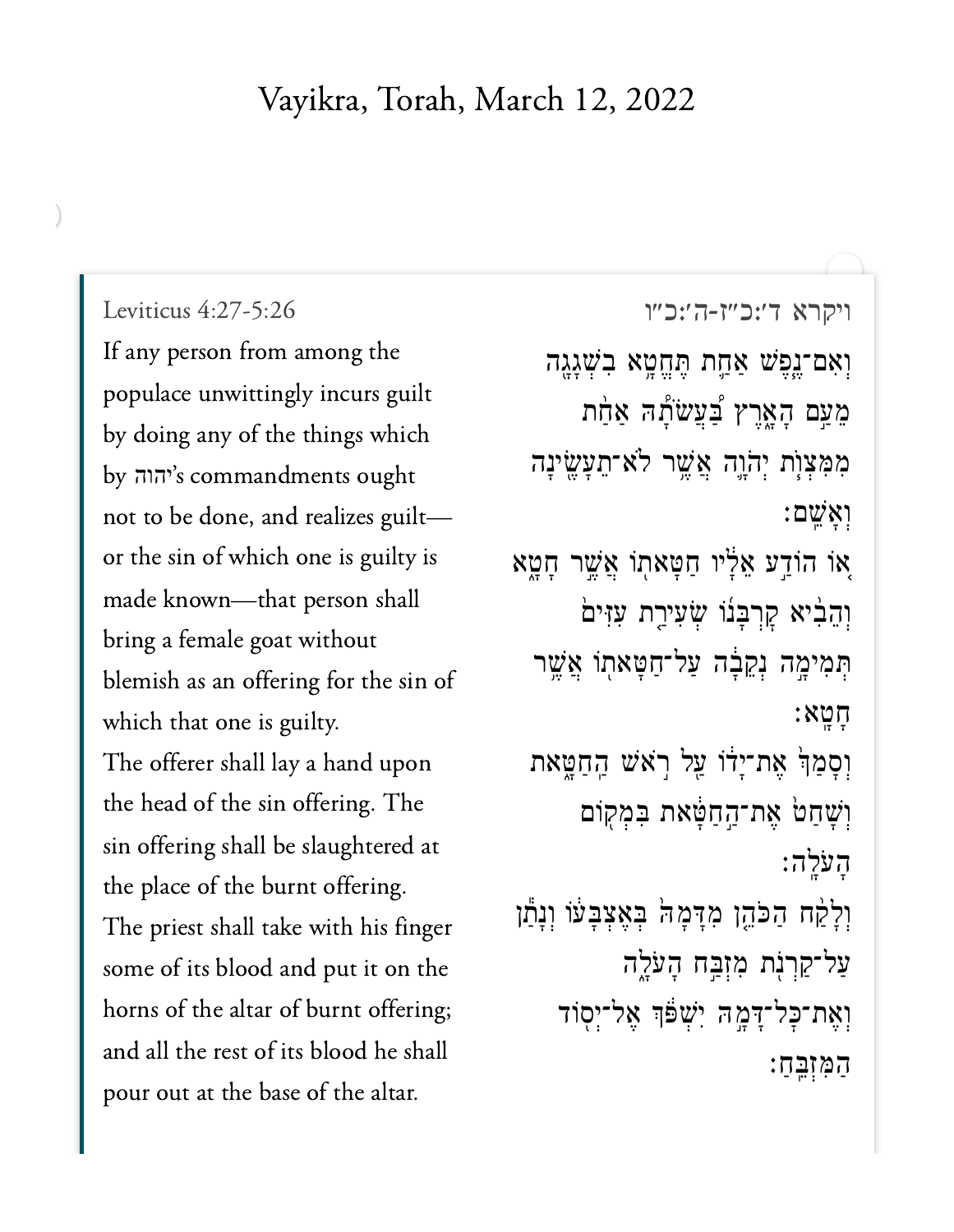# Vayikra, Torah, March 12, 2022

## Leviticus 4:27-5:26

If any person from among the populace unwittingly incurs guilt by doing any of the things which by יהוה's commandments ought not to be done, and realizes guilt—or the sin of which one is guilty is made known—that person shall bring a female goat without blemish as an offering for the sin of which that one is guilty.

The offerer shall lay a hand upon the head of the sin offering. The sin offering shall be slaughtered at the place of the burnt offering.

The priest shall take with his finger some of its blood and put it on the horns of the altar of burnt offering; and all the rest of its blood he shall pour out at the base of the altar.

## ויקרא ד׳:כ״ז-ה׳:כ״ו

וְאִם־נֶ֤פֶשׁ אַחַת֙ תֶּחֱטָ֣א בִשְׁגָגָ֔ה מֵעַ֖ם הָאָ֑רֶץ בַּעֲשֹׂתָ֗הּ אַחַ֛ת מִמִּצְוֺ֥ת יְהֹוָ֛ה אֲשֶׁ֥ר לֹא־תֵעָשֶׂ֖ינָה וְאָשֵֽׁם׃

א֚וֹ הוֹדַ֣ע אֵלָ֔יו חַטָּאת֖וֹ אֲשֶׁ֣ר חָטָ֑א וְהֵבִ֨יא קׇרְבָּנ֜וֹ שְׂעִירַ֤ת עִזִּים֙ תְּמִימָ֣ה נְקֵבָ֔ה עַל־חַטָּאת֖וֹ אֲשֶׁ֥ר חָטָֽא׃

וְסָמַךְ֙ אֶת־יָד֔וֹ עַ֖ל רֹ֣אשׁ הַֽחַטָּ֑את וְשָׁחַט֙ אֶת־הַ֣חַטָּ֔את בִּמְק֖וֹם הָעֹלָֽה׃

וְלָקַ֨ח הַכֹּהֵ֤ן מִדָּמָהּ֙ בְּאֶצְבָּע֔וֹ וְנָתַ֕ן עַל־קַ֖רְנֹ֣ת מִזְבַּ֣ח הָעֹלָ֑ה וְאֶת־כׇּל־דָּמָ֣הּ יִשְׁפֹּ֔ךְ אֶל־יְס֖וֹד הַמִּזְבֵּֽחַ׃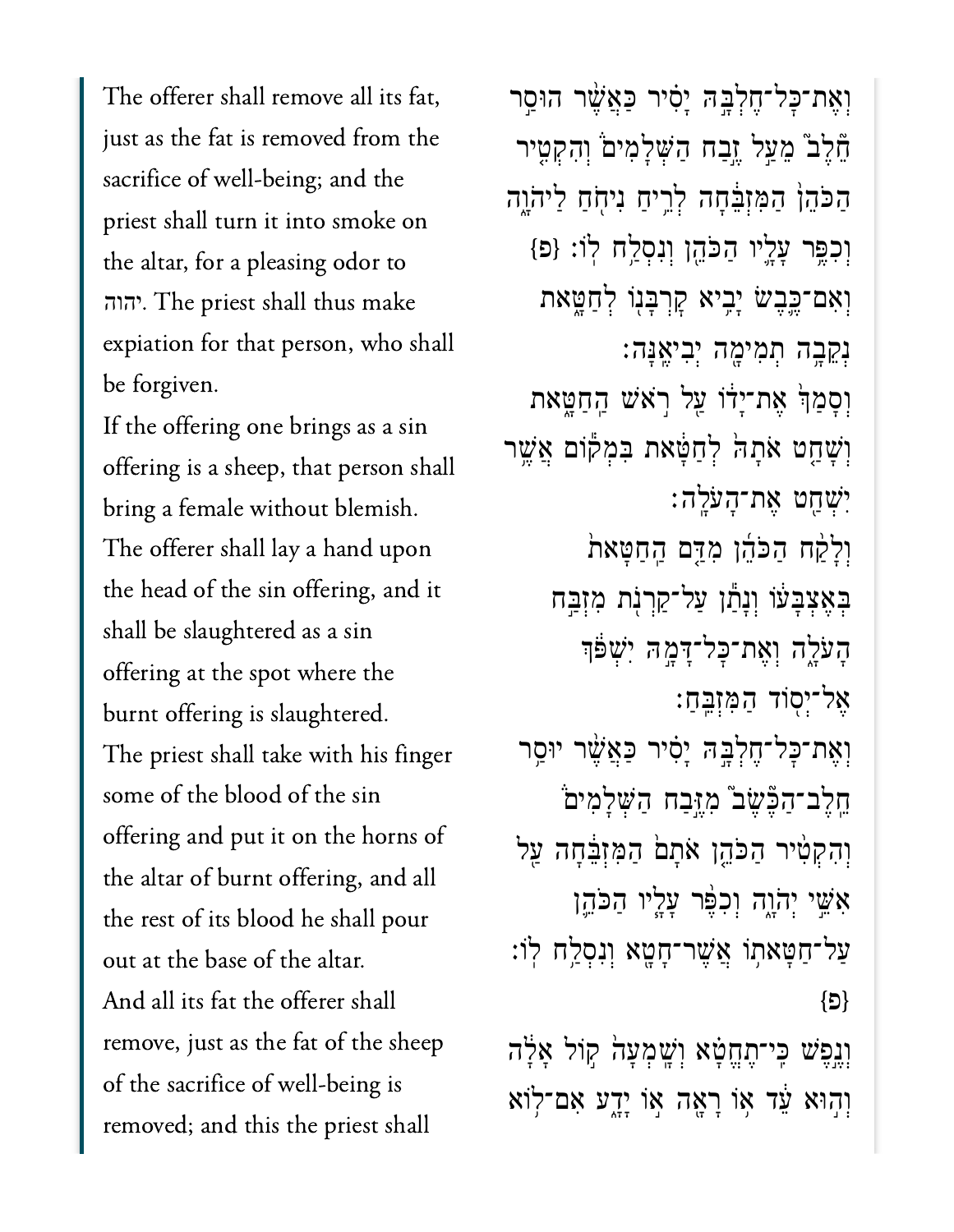The offerer shall remove all its fat, just as the fat is removed from the sacrifice of well-being; and the priest shall turn it into smoke on the altar, for a pleasing odor to יהוה. The priest shall thus make expiation for that person, who shall be forgiven.

If the offering one brings as a sin offering is a sheep, that person shall bring a female without blemish.

The offerer shall lay a hand upon the head of the sin offering, and it shall be slaughtered as a sin offering at the spot where the burnt offering is slaughtered.

The priest shall take with his finger some of the blood of the sin offering and put it on the horns of the altar of burnt offering, and all the rest of its blood he shall pour out at the base of the altar.

And all its fat the offerer shall remove, just as the fat of the sheep of the sacrifice of well-being is removed; and this the priest shall

וְאֶת־כׇּל־חֶלְבָּהּ יָסִיר כַּאֲשֶׁר הוּסַר חֵ֫לֶב֮ מֵעַ֣ל זֶ֣בַח הַשְּׁלָמִים֒ וְהִקְטִ֤יר הַכֹּהֵן֙ הַמִּזְבֵּ֔חָה לְרֵ֥יחַ נִיחֹ֖חַ לַיהֹוָ֑ה וְכִפֶּ֥ר עָלָ֛יו הַכֹּהֵ֖ן וְנִסְלַ֥ח לֽוֹ׃ {פ}

וְאִם־כֶּ֛בֶשׂ יָבִ֥יא קׇרְבָּנ֖וֹ לְחַטָּ֑את נְקֵבָ֥ה תְמִימָ֖ה יְבִיאֶֽנָּה׃

וְסָמַךְ֙ אֶת־יָד֔וֹ עַ֖ל רֹ֣אשׁ הַֽחַטָּ֑את וְשָׁחַ֤ט אֹתָהּ֙ לְחַטָּ֔את בִּמְק֕וֹם אֲשֶׁ֥ר יִשְׁחַ֖ט אֶת־הָעֹלָֽה׃

וְלָקַ֨ח הַכֹּהֵ֜ן מִדַּ֤ם הַֽחַטָּאת֙ בְּאֶצְבָּע֔וֹ וְנָתַ֕ן עַל־קַרְנֹ֖ת מִזְבַּ֣ח הָעֹלָ֑ה וְאֶת־כׇּל־דָּמָ֣הּ יִשְׁפֹּ֔ךְ אֶל־יְס֖וֹד הַמִּזְבֵּֽחַ׃

וְאֶת־כׇּל־חֶלְבָּ֣הּ יָסִ֗יר כַּאֲשֶׁ֨ר יוּסַ֥ר חֵֽלֶב־הַכֶּשֶׂב֮ מִזֶּ֣בַח הַשְּׁלָמִים֒ וְהִקְטִ֨יר הַכֹּהֵ֤ן אֹתָם֙ הַמִּזְבֵּ֔חָה עַ֖ל אִשֵּׁ֣י יְהֹוָ֑ה וְכִפֶּ֨ר עָלָ֧יו הַכֹּהֵ֛ן עַל־חַטָּאת֥וֹ אֲשֶׁר־חָטָ֖א וְנִסְלַ֥ח לֽוֹ׃ {פ}

וְנֶ֣פֶשׁ כִּֽי־תֶחֱטָ֗א וְשָֽׁמְעָה֙ ק֣וֹל אָלָ֔ה וְה֣וּא עֵ֔ד א֥וֹ רָאָ֖ה א֣וֹ יָדָ֑ע אִם־ל֥וֹא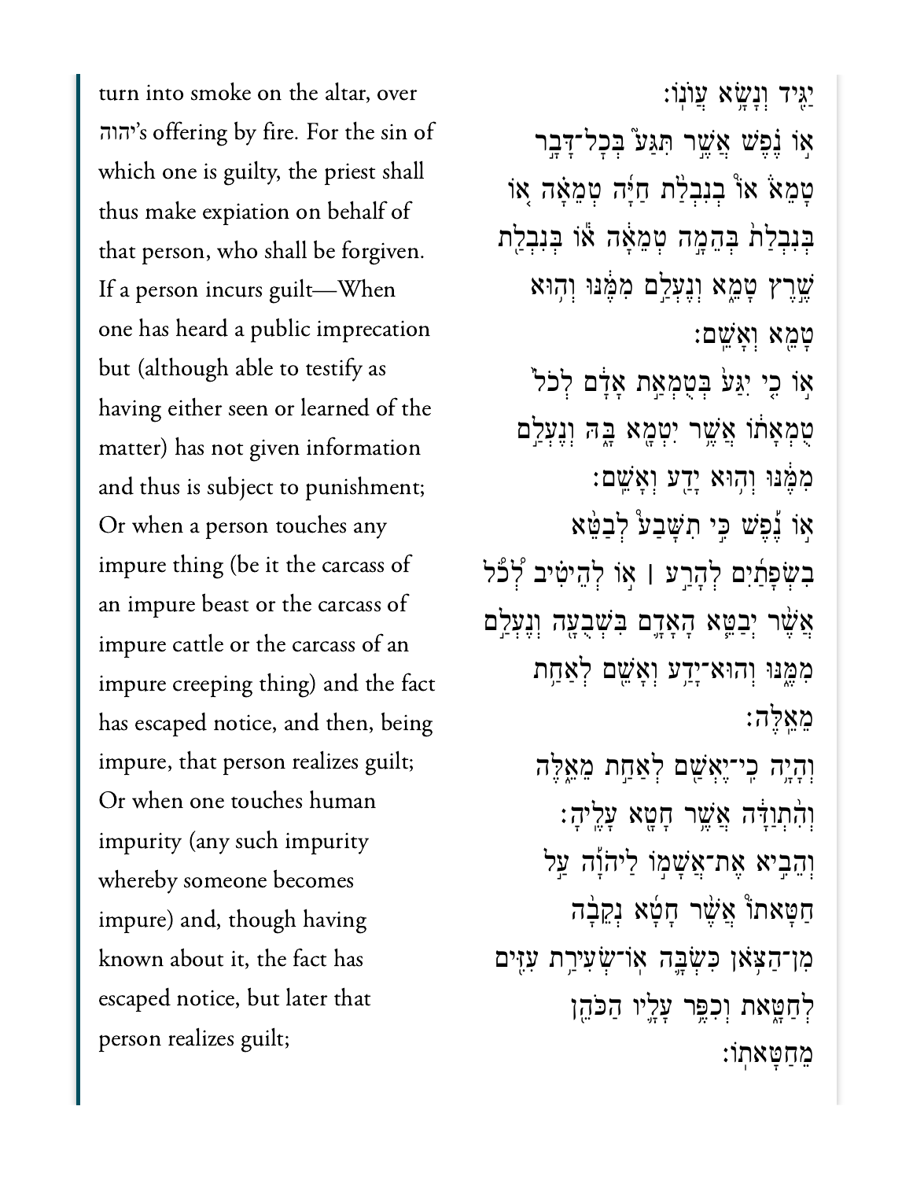turn into smoke on the altar, over יהוה's offering by fire. For the sin of which one is guilty, the priest shall thus make expiation on behalf of that person, who shall be forgiven. If a person incurs guilt—When one has heard a public imprecation but (although able to testify as having either seen or learned of the matter) has not given information and thus is subject to punishment; Or when a person touches any impure thing (be it the carcass of an impure beast or the carcass of impure cattle or the carcass of an impure creeping thing) and the fact has escaped notice, and then, being impure, that person realizes guilt; Or when one touches human impurity (any such impurity whereby someone becomes impure) and, though having known about it, the fact has escaped notice, but later that person realizes guilt;

יַגִּ֑יד וְנָשָׂ֖א עֲוֺנֽוֹ׃

א֣וֹ נֶ֗פֶשׁ אֲשֶׁ֣ר תִּגַּע֮ בְּכׇל־דָּבָ֣ר טָמֵא֒ אוֹ֩ בְנִבְלַ֨ת חַיָּ֜ה טְמֵאָ֗ה א֚וֹ בְּנִבְלַת֙ בְּהֵמָ֣ה טְמֵאָ֔ה א֕וֹ בְּנִבְלַ֖ת שֶׁ֣רֶץ טָמֵ֑א וְנֶעְלַ֣ם מִמֶּ֔נּוּ וְה֥וּא טָמֵ֖א וְאָשֵֽׁם׃

א֣וֹ כִ֤י יִגַּע֙ בְּטֻמְאַ֣ת אָדָ֔ם לְכֹל֙ טֻמְאָת֔וֹ אֲשֶׁ֥ר יִטְמָ֖א בָּ֑הּ וְנֶעְלַ֣ם מִמֶּ֔נּוּ וְה֥וּא יָדַ֖ע וְאָשֵֽׁם׃

א֣וֹ נֶ֡פֶשׁ כִּ֣י תִשָּׁבַע֩ לְבַטֵּ֨א בִשְׂפָתַ֜יִם לְהָרַ֣ע ׀ א֣וֹ לְהֵיטִ֗יב לְ֠כֹ֠ל אֲשֶׁ֨ר יְבַטֵּ֧א הָאָדָ֛ם בִּשְׁבֻעָ֖ה וְנֶעְלַ֣ם מִמֶּ֑נּוּ וְהוּא־יָדַ֥ע וְאָשֵׁ֖ם לְאַחַ֥ת מֵאֵֽלֶּה׃

וְהָיָ֥ה כִי־יֶאְשַׁ֖ם לְאַחַ֣ת מֵאֵ֑לֶּה וְהִ֨תְוַדָּ֔ה אֲשֶׁ֖ר חָטָ֥א עָלֶֽיהָ׃

וְהֵבִ֣יא אֶת־אֲשָׁמ֣וֹ לַיהֹוָ֡ה עַ֣ל חַטָּאתוֹ֩ אֲשֶׁ֨ר חָטָ֜א נְקֵבָ֨ה מִן־הַצֹּ֥אן כִּשְׂבָּ֛ה אֽוֹ־שְׂעִירַ֥ת עִזִּ֖ים לְחַטָּ֑את וְכִפֶּ֥ר עָלָ֛יו הַכֹּהֵ֖ן מֵחַטָּאתֽוֹ׃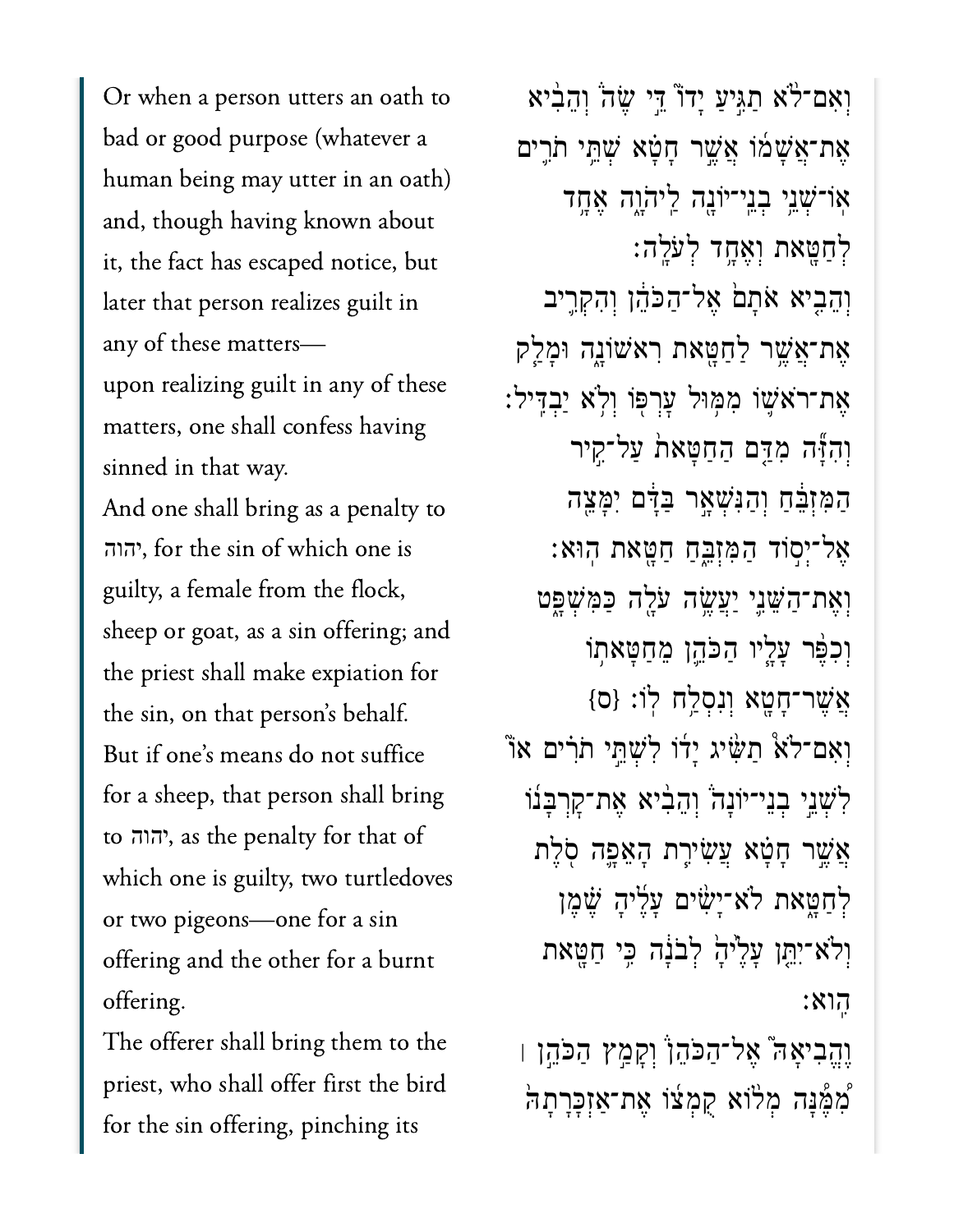Or when a person utters an oath to bad or good purpose (whatever a human being may utter in an oath) and, though having known about it, the fact has escaped notice, but later that person realizes guilt in any of these matters—

upon realizing guilt in any of these matters, one shall confess having sinned in that way.

And one shall bring as a penalty to יהוה, for the sin of which one is guilty, a female from the flock, sheep or goat, as a sin offering; and the priest shall make expiation for the sin, on that person's behalf.

But if one's means do not suffice for a sheep, that person shall bring to יהוה, as the penalty for that of which one is guilty, two turtledoves or two pigeons—one for a sin offering and the other for a burnt offering.

The offerer shall bring them to the priest, who shall offer first the bird for the sin offering, pinching its

וְאִם־לֹ֨א תַגִּ֣יעַ יָדוֹ֮ דֵּ֣י שֶׂה֒ וְהֵבִ֨יא אֶת־אֲשָׁמ֜וֹ אֲשֶׁ֣ר חָטָ֗א שְׁתֵּ֥י תֹרִ֛ים אוֹ־שְׁנֵ֥י בְנֵי־יוֹנָ֖ה לַֽיהֹוָ֑ה אֶחָ֥ד לְחַטָּ֖את וְאֶחָ֥ד לְעֹלָֽה׃

וְהֵבִ֤יא אֹתָם֙ אֶל־הַכֹּהֵ֔ן וְהִקְרִ֛יב אֶת־אֲשֶׁ֥ר לַחַטָּ֖את רִאשׁוֹנָ֑ה וּמָלַ֧ק אֶת־רֹאשׁ֛וֹ מִמּ֥וּל עׇרְפּ֖וֹ וְלֹ֥א יַבְדִּֽיל׃

וְהִזָּ֞ה מִדַּ֤ם הַחַטָּאת֙ עַל־קִ֣יר הַמִּזְבֵּ֔חַ וְהַנִּשְׁאָ֣ר בַּדָּ֔ם יִמָּצֵ֖ה אֶל־יְס֣וֹד הַמִּזְבֵּ֑חַ חַטָּ֖את הֽוּא׃

וְאֶת־הַשֵּׁנִ֛י יַעֲשֶׂ֥ה עֹלָ֖ה כַּמִּשְׁפָּ֑ט וְכִפֶּ֨ר עָלָ֧יו הַכֹּהֵ֛ן מֵחַטָּאת֥וֹ אֲשֶׁר־חָטָ֖א וְנִסְלַ֥ח לֽוֹ׃ {ס}

וְאִם־לֹא֩ תַשִּׂ֨יג יָד֜וֹ לִשְׁתֵּ֣י תֹרִ֗ים א֮וֹ לִשְׁנֵ֣י בְנֵי־יוֹנָה֒ וְהֵבִ֨יא אֶת־קׇרְבָּנ֜וֹ אֲשֶׁ֣ר חָטָ֗א עֲשִׂירִ֧ת הָאֵפָ֛ה סֹ֖לֶת לְחַטָּ֑את לֹא־יָשִׂ֨ים עָלֶ֜יהָ שֶׁ֗מֶן וְלֹא־יִתֵּ֤ן עָלֶ֙יהָ֙ לְבֹנָ֔ה כִּ֥י חַטָּ֖את הִֽוא׃

וֶֽהֱבִיאָהּ֮ אֶל־הַכֹּהֵן֒ וְקָמַ֣ץ הַכֹּהֵ֣ן ׀ מִ֠מֶּ֠נָּה מְל֨וֹא קֻמְצ֜וֹ אֶת־אַזְכָּרָתָהּ֙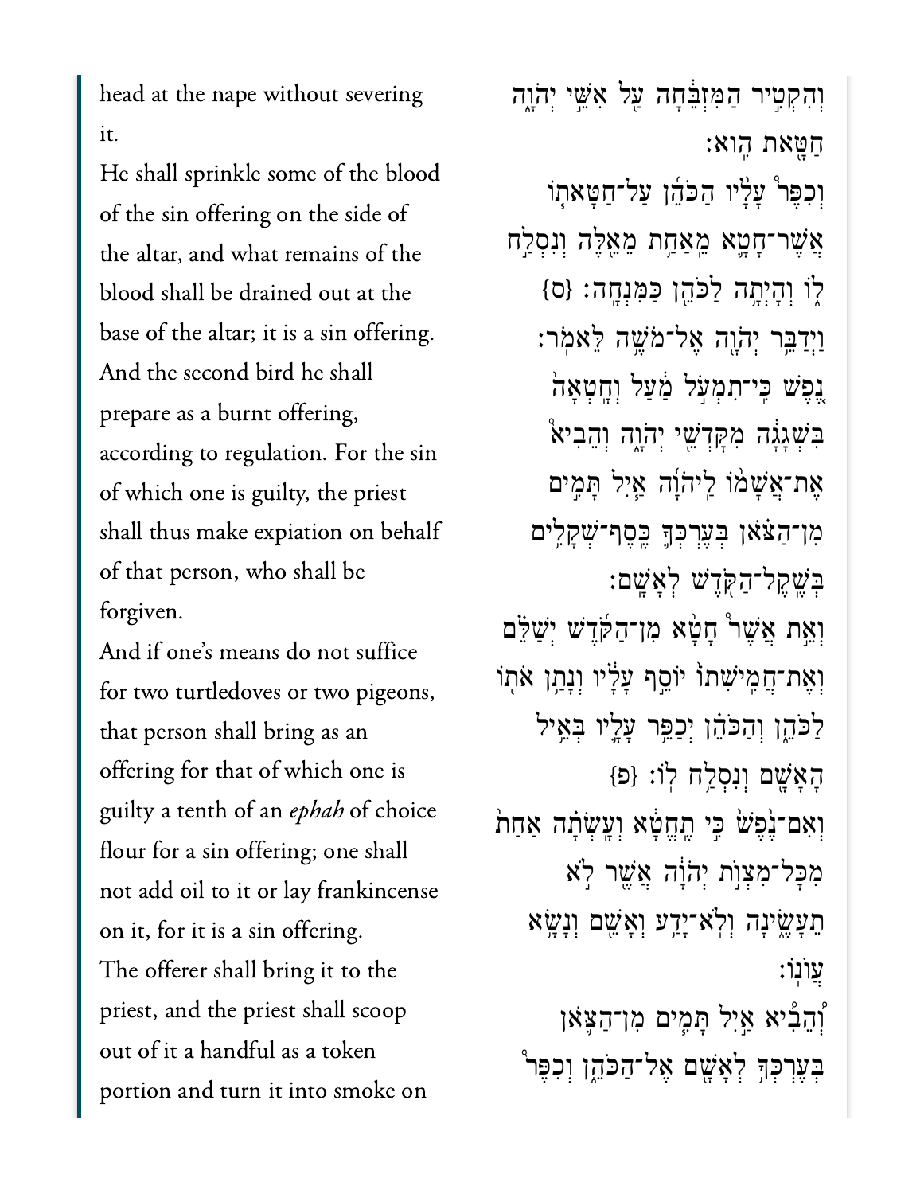head at the nape without severing it.

He shall sprinkle some of the blood of the sin offering on the side of the altar, and what remains of the blood shall be drained out at the base of the altar; it is a sin offering.

And the second bird he shall prepare as a burnt offering, according to regulation. For the sin of which one is guilty, the priest shall thus make expiation on behalf of that person, who shall be forgiven.

And if one’s means do not suffice for two turtledoves or two pigeons, that person shall bring as an offering for that of which one is guilty a tenth of an *ephah* of choice flour for a sin offering; one shall not add oil to it or lay frankincense on it, for it is a sin offering.

The offerer shall bring it to the priest, and the priest shall scoop out of it a handful as a token portion and turn it into smoke on

וְהִקְטִ֤יר הַמִּזְבֵּ֙חָה֙ עַ֖ל אִשֵּׁ֣י יְהֹוָ֑ה חַטָּ֖את הֽוּא׃

וְכִפֶּר֩ עָלָ֨יו הַכֹּהֵ֜ן עַל־חַטָּאת֧וֹ אֲשֶׁר־חָטָ֛א מֵאַחַ֥ת מֵאֵ֖לֶּה וְנִסְלַ֣ח ל֑וֹ וְהָיְתָ֥ה לַכֹּהֵ֖ן כַּמִּנְחָֽה׃ {ס}

וַיְדַבֵּ֥ר יְהֹוָ֖ה אֶל־מֹשֶׁ֥ה לֵּאמֹֽר׃

נֶ֚פֶשׁ כִּֽי־תִמְעֹ֣ל מַ֔עַל וְחָֽטְאָה֙ בִּשְׁגָגָ֔ה מִקָּדְשֵׁ֖י יְהֹוָ֑ה וְהֵבִ֨יא אֶת־אֲשָׁמ֜וֹ לַיהֹוָ֗ה אַ֣יִל תָּמִ֤ים מִן־הַצֹּאן֙ בְּעֶרְכְּךָ֛ כֶּֽסֶף־שְׁקָלִ֥ים בְּשֶֽׁקֶל־הַקֹּ֖דֶשׁ לְאָשָֽׁם׃

וְאֵ֣ת אֲשֶׁר֩ חָטָ֨א מִן־הַקֹּ֜דֶשׁ יְשַׁלֵּ֗ם וְאֶת־חֲמִישִׁתוֹ֙ יוֹסֵ֣ף עָלָ֔יו וְנָתַ֥ן אֹת֖וֹ לַכֹּהֵ֑ן וְהַכֹּהֵ֗ן יְכַפֵּ֥ר עָלָ֛יו בְּאֵ֥יל הָאָשָׁ֖ם וְנִסְלַ֥ח לֽוֹ׃ {פ}

וְאִם־נֶ֙פֶשׁ֙ כִּ֣י תֶֽחֱטָ֔א וְעָשְׂתָ֗ה אַחַת֙ מִכׇּל־מִצְוֺ֣ת יְהֹוָ֔ה אֲשֶׁ֖ר לֹ֣א תֵעָשֶׂ֑ינָה וְלֹֽא־יָדַ֥ע וְאָשֵׁ֖ם וְנָשָׂ֥א עֲוֺנֽוֹ׃

וְ֠הֵבִ֠יא אַ֣יִל תָּמִ֧ים מִן־הַצֹּ֛אן בְּעֶרְכְּךָ֥ לְאָשָׁ֖ם אֶל־הַכֹּהֵ֑ן וְכִפֶּר֩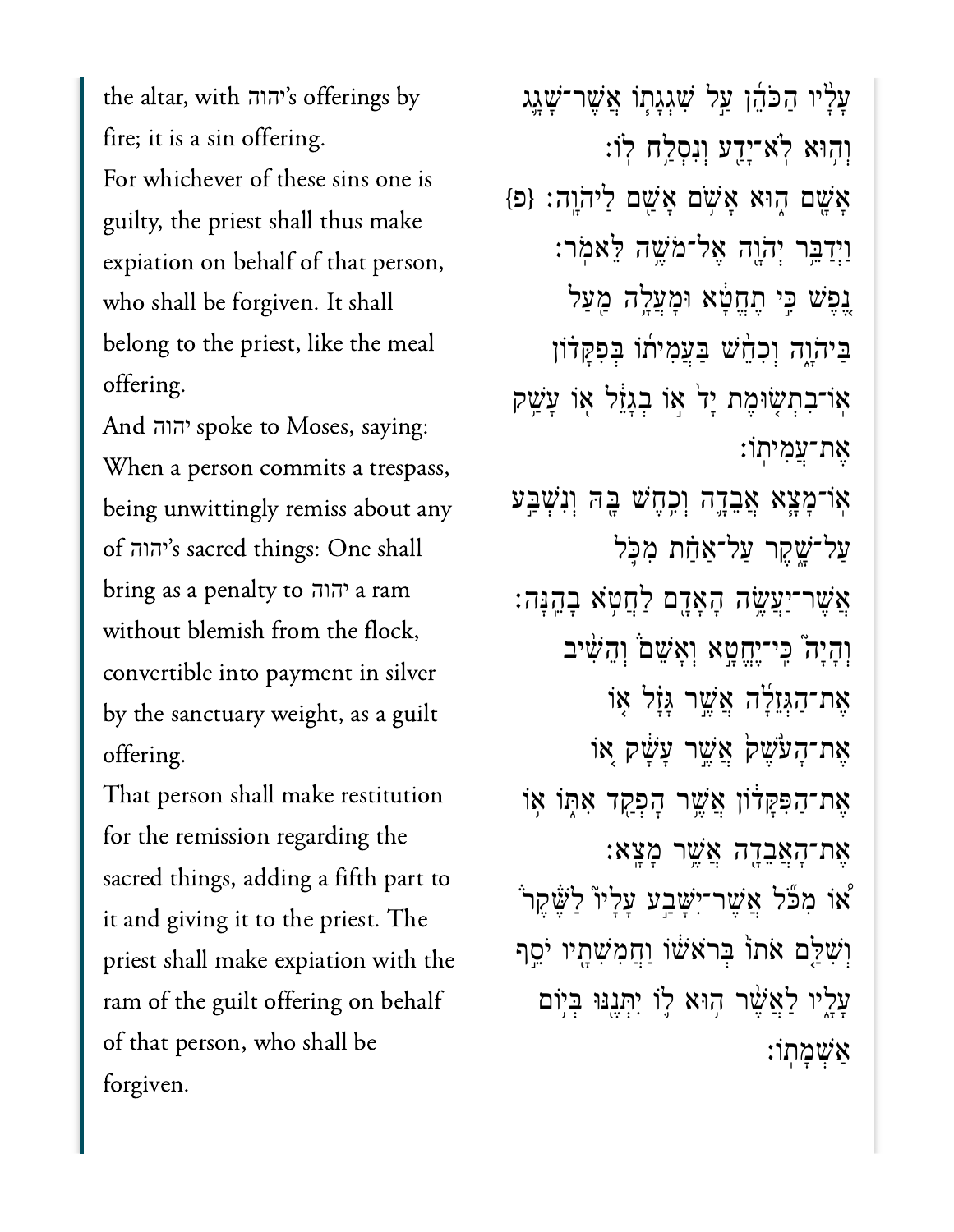the altar, with יהוה's offerings by fire; it is a sin offering.

For whichever of these sins one is guilty, the priest shall thus make expiation on behalf of that person, who shall be forgiven. It shall belong to the priest, like the meal offering.

And יהוה spoke to Moses, saying: When a person commits a trespass, being unwittingly remiss about any of יהוה's sacred things: One shall bring as a penalty to יהוה a ram without blemish from the flock, convertible into payment in silver by the sanctuary weight, as a guilt offering.

That person shall make restitution for the remission regarding the sacred things, adding a fifth part to it and giving it to the priest. The priest shall make expiation with the ram of the guilt offering on behalf of that person, who shall be forgiven.

עָלָ֨יו הַכֹּהֵ֜ן עַ֣ל שִׁגְגָת֧וֹ אֲשֶׁר־שָׁגָ֛ג וְה֥וּא לֹא־יָדַ֖ע וְנִסְלַ֥ח לֽוֹ׃

אָשָׁ֖ם ה֑וּא אָשֹׁ֥ם אָשַׁ֖ם לַֽיהֹוָֽה׃ {פ}

וַיְדַבֵּ֥ר יְהֹוָ֖ה אֶל־מֹשֶׁ֥ה לֵּאמֹֽר׃

נֶ֚פֶשׁ כִּ֣י תֶֽחֱטָ֔א וּמָעֲלָ֥ה מַ֖עַל בַּיהֹוָ֑ה וְכִחֵ֨שׁ בַּעֲמִית֜וֹ בְּפִקָּד֗וֹן אֽוֹ־בִתְשׂ֤וּמֶת יָד֙ א֣וֹ בְגָזֵ֔ל א֖וֹ עָשַׁ֥ק אֶת־עֲמִיתֽוֹ׃

אֽוֹ־מָצָ֧א אֲבֵדָ֛ה וְכִ֥חֶשׁ בָּ֖הּ וְנִשְׁבַּ֣ע עַל־שָׁ֑קֶר עַל־אַחַ֗ת מִכֹּ֛ל אֲשֶׁר־יַעֲשֶׂ֥ה הָאָדָ֖ם לַחֲטֹ֥א בָהֵֽנָּה׃

וְהָיָה֮ כִּֽי־יֶחֱטָ֣א וְאָשֵׁם֒ וְהֵשִׁ֨יב אֶת־הַגְּזֵלָ֜ה אֲשֶׁ֣ר גָּזָ֗ל א֤וֹ אֶת־הָעֹ֙שֶׁק֙ אֲשֶׁ֣ר עָשָׁ֔ק א֚וֹ אֶת־הַפִּקָּד֔וֹן אֲשֶׁ֥ר הָפְקַ֖ד אִתּ֑וֹ א֥וֹ אֶת־הָאֲבֵדָ֖ה אֲשֶׁ֥ר מָצָֽא׃

א֠וֹ מִכֹּ֞ל אֲשֶׁר־יִשָּׁבַ֣ע עָלָיו֮ לַשֶּׁ֒קֶר֒ וְשִׁלַּ֤ם אֹתוֹ֙ בְּרֹאשׁ֔וֹ וַחֲמִשִׁתָ֖יו יֹסֵ֣ף עָלָ֑יו לַאֲשֶׁ֨ר ה֥וּא ל֛וֹ יִתְּנֶ֖נּוּ בְּי֥וֹם אַשְׁמָתֽוֹ׃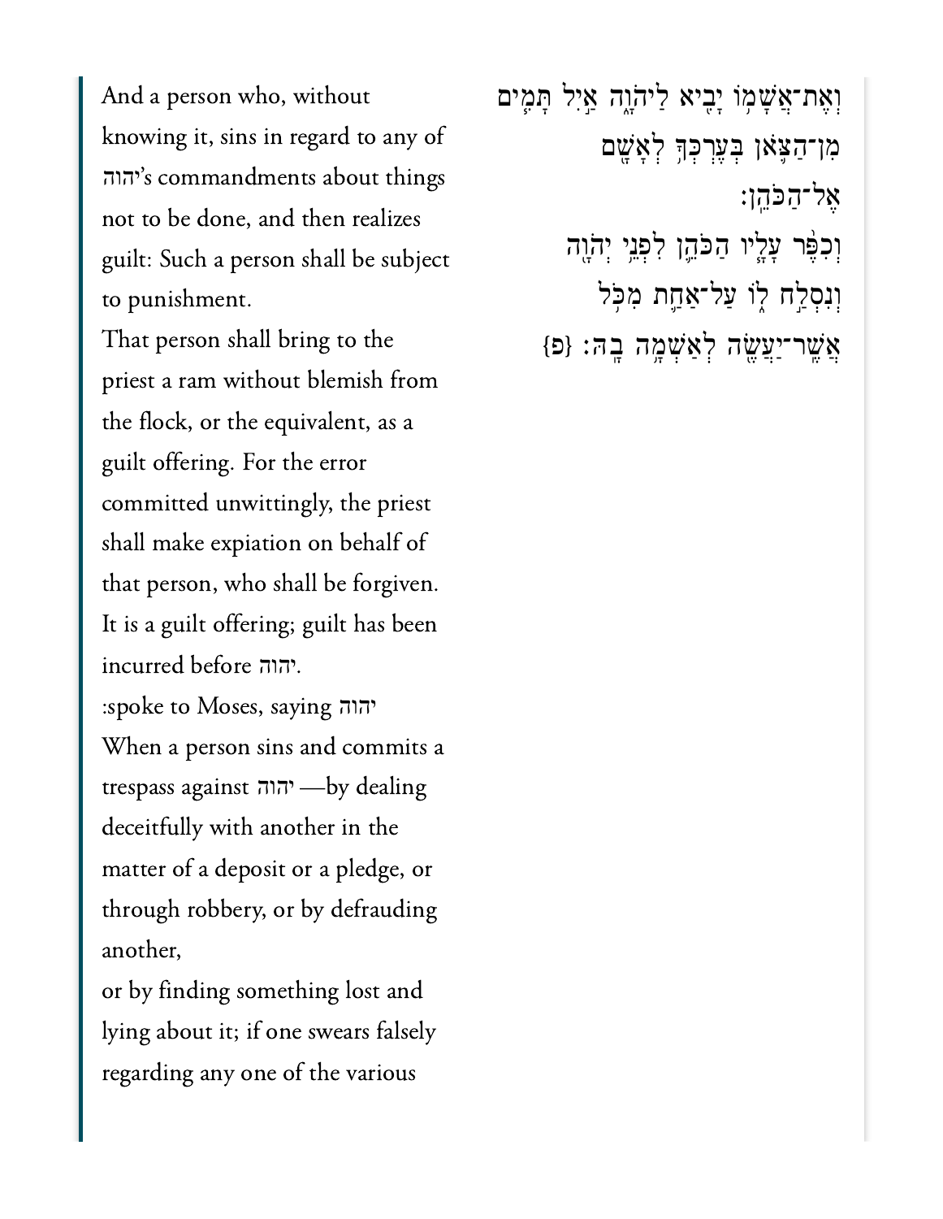And a person who, without knowing it, sins in regard to any of יהוה's commandments about things not to be done, and then realizes guilt: Such a person shall be subject to punishment.

That person shall bring to the priest a ram without blemish from the flock, or the equivalent, as a guilt offering. For the error committed unwittingly, the priest shall make expiation on behalf of that person, who shall be forgiven.

It is a guilt offering; guilt has been incurred before יהוה.

:spoke to Moses, saying יהוה

When a person sins and commits a trespass against יהוה —by dealing deceitfully with another in the matter of a deposit or a pledge, or through robbery, or by defrauding another,

or by finding something lost and lying about it; if one swears falsely regarding any one of the various

וְאֶת־אֲשָׁמוֹ יָבִיא לַיהֹוָה אַיִל תָּמִים מִן־הַצֹּאן בְּעֶרְכְּךָ לְאָשָׁם אֶל־הַכֹּהֵן׃

וְכִפֶּר עָלָיו הַכֹּהֵן לִפְנֵי יְהֹוָה וְנִסְלַח לוֹ עַל־אַחַת מִכֹּל אֲשֶׁר־יַעֲשֶׂה לְאַשְׁמָה בָהּ׃ {פ}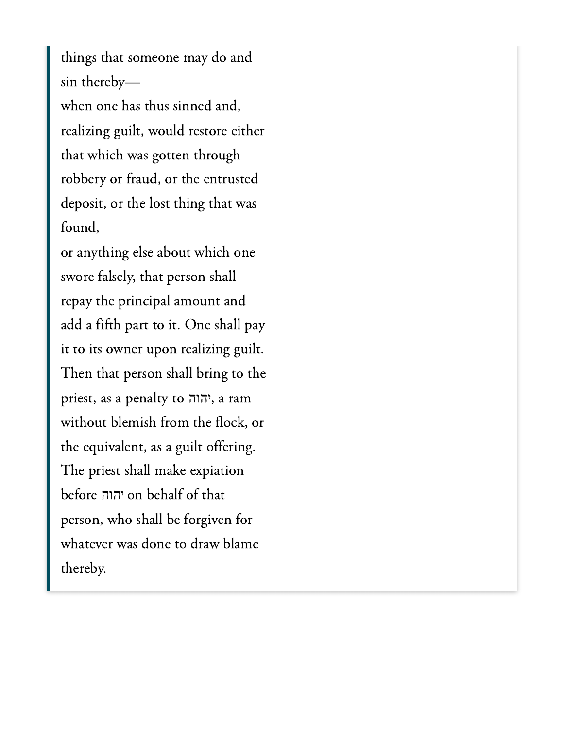things that someone may do and sin thereby—

when one has thus sinned and, realizing guilt, would restore either that which was gotten through robbery or fraud, or the entrusted deposit, or the lost thing that was found,

or anything else about which one swore falsely, that person shall repay the principal amount and add a fifth part to it. One shall pay it to its owner upon realizing guilt. Then that person shall bring to the priest, as a penalty to יהוה, a ram without blemish from the flock, or the equivalent, as a guilt offering. The priest shall make expiation before יהוה on behalf of that person, who shall be forgiven for whatever was done to draw blame thereby.